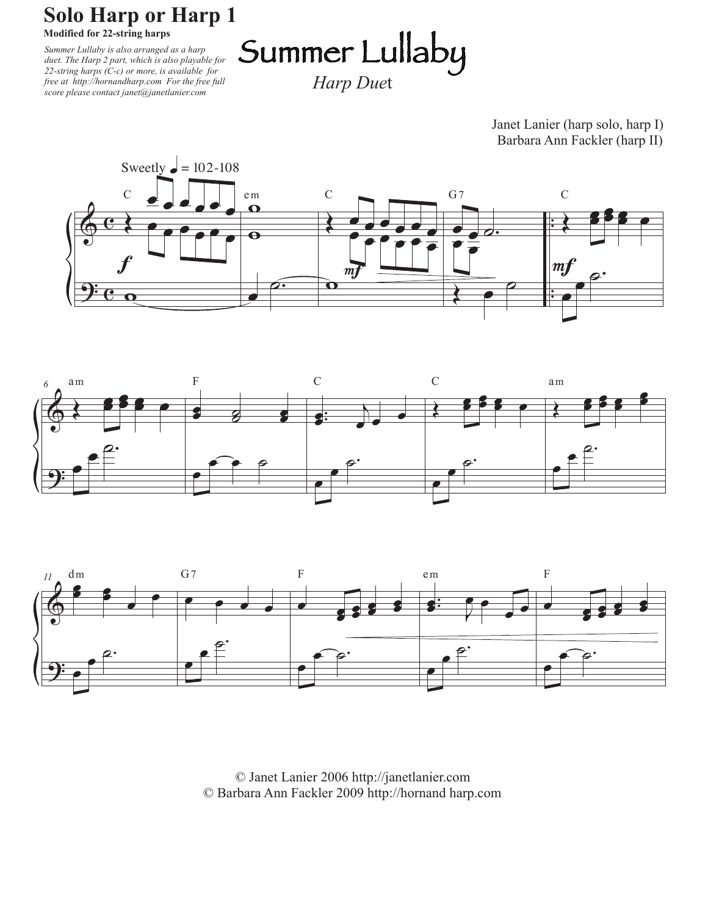# Solo Harp or Harp 1

**Modified for 22-string harps**

*Summer Lullaby is also arranged as a harp duet. The Harp 2 part, which is also playable for 22-string harps (C-c) or more, is available for free at http://hornandharp.com For the free full score please contact janet@janetlanier.com*

# Summer Lullaby

*Harp Duet*

Janet Lanier (harp solo, harp I)
Barbara Ann Fackler (harp II)

Sweetly ♩ = 102-108

© Janet Lanier 2006 http://janetlanier.com
© Barbara Ann Fackler 2009 http://hornand harp.com